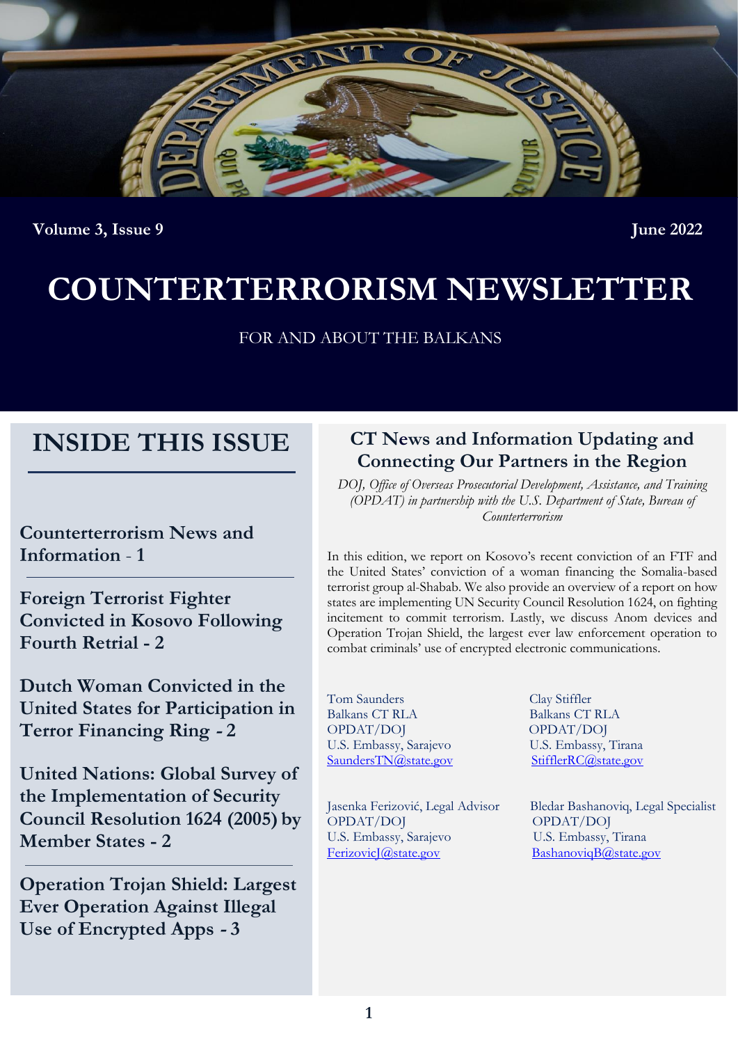Volume 3, Issue 9 June 2022

# COUNTERTERRORISM NEWSLETTER

FOR AND ABOUT THE BALKANS

## INSIDE THIS ISSUE

**Counterterrorism News and Information** - **1**

**Foreign Terrorist Fighter Convicted in Kosovo Following Fourth Retrial - 2**

**Dutch Woman Convicted in the United States for Participation in Terror Financing Ring - 2**

**United Nations: Global Survey of the Implementation of Security Council Resolution 1624 (2005) by Member States - 2**

**Operation Trojan Shield: Largest Ever Operation Against Illegal Use of Encrypted Apps - 3**

## CT News and Information Updating and Connecting Our Partners in the Region

*DOJ, Office of Overseas Prosecutorial Development, Assistance, and Training (OPDAT) in partnership with the U.S. Department of State, Bureau of Counterterrorism*

In this edition, we report on Kosovo's recent conviction of an FTF and the United States' conviction of a woman financing the Somalia-based terrorist group al-Shabab. We also provide an overview of a report on how states are implementing UN Security Council Resolution 1624, on fighting incitement to commit terrorism. Lastly, we discuss Anom devices and Operation Trojan Shield, the largest ever law enforcement operation to combat criminals' use of encrypted electronic communications.

Tom Saunders
Balkans CT RLA
OPDAT/DOJ
U.S. Embassy, Sarajevo
SaundersTN@state.gov

Clay Stiffler
Balkans CT RLA
OPDAT/DOJ
U.S. Embassy, Tirana
StifflerRC@state.gov

Jasenka Ferizović, Legal Advisor
OPDAT/DOJ
U.S. Embassy, Sarajevo
FerizovicJ@state.gov

Bledar Bashanoviq, Legal Specialist
OPDAT/DOJ
U.S. Embassy, Tirana
BashanoviqB@state.gov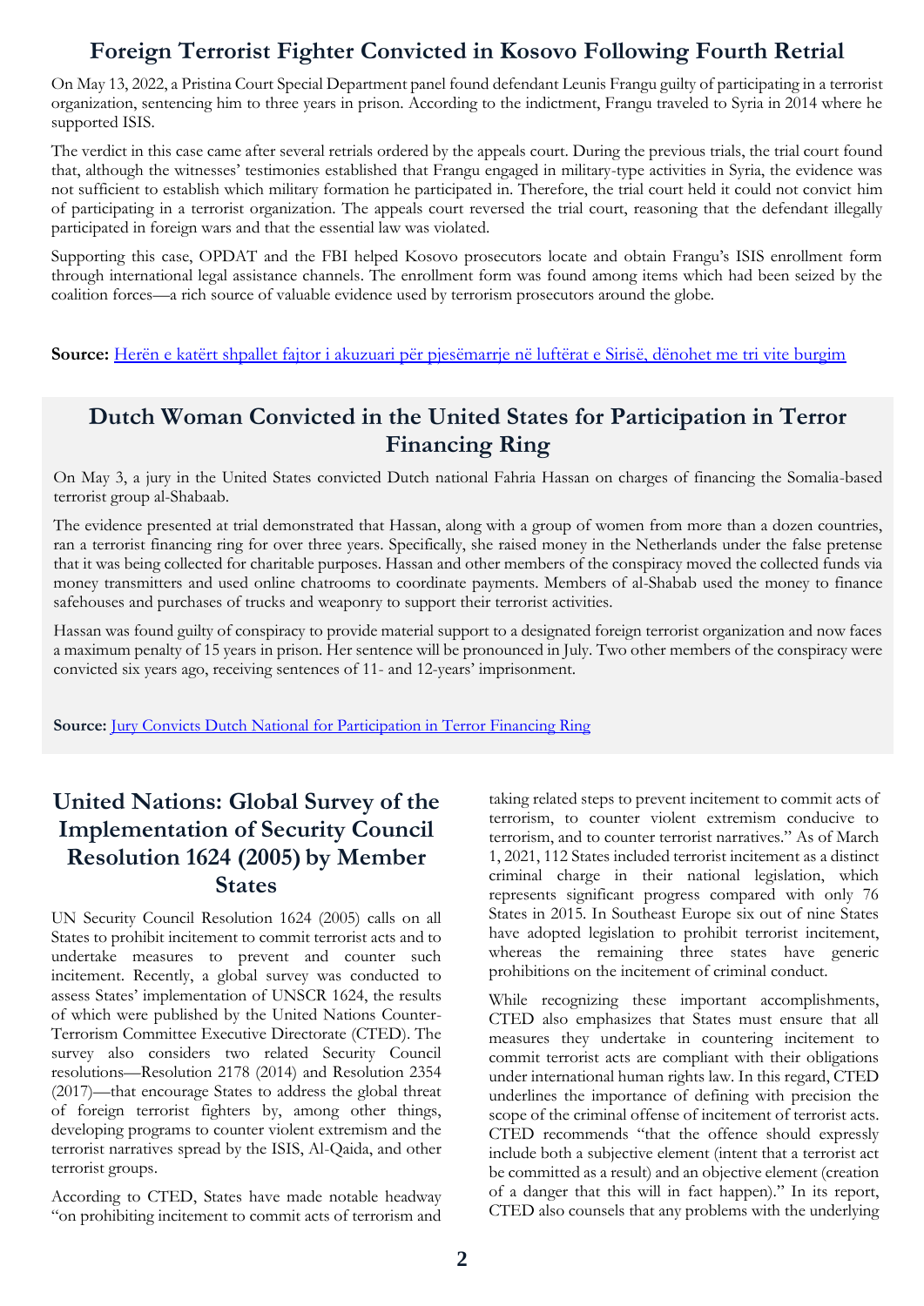## Foreign Terrorist Fighter Convicted in Kosovo Following Fourth Retrial

On May 13, 2022, a Pristina Court Special Department panel found defendant Leunis Frangu guilty of participating in a terrorist organization, sentencing him to three years in prison. According to the indictment, Frangu traveled to Syria in 2014 where he supported ISIS.

The verdict in this case came after several retrials ordered by the appeals court. During the previous trials, the trial court found that, although the witnesses' testimonies established that Frangu engaged in military-type activities in Syria, the evidence was not sufficient to establish which military formation he participated in. Therefore, the trial court held it could not convict him of participating in a terrorist organization. The appeals court reversed the trial court, reasoning that the defendant illegally participated in foreign wars and that the essential law was violated.

Supporting this case, OPDAT and the FBI helped Kosovo prosecutors locate and obtain Frangu's ISIS enrollment form through international legal assistance channels. The enrollment form was found among items which had been seized by the coalition forces—a rich source of valuable evidence used by terrorism prosecutors around the globe.

**Source:** Herën e katërt shpallet fajtor i akuzuari për pjesëmarrje në luftërat e Sirisë, dënohet me tri vite burgim

## Dutch Woman Convicted in the United States for Participation in Terror Financing Ring

On May 3, a jury in the United States convicted Dutch national Fahria Hassan on charges of financing the Somalia-based terrorist group al-Shabaab.

The evidence presented at trial demonstrated that Hassan, along with a group of women from more than a dozen countries, ran a terrorist financing ring for over three years. Specifically, she raised money in the Netherlands under the false pretense that it was being collected for charitable purposes. Hassan and other members of the conspiracy moved the collected funds via money transmitters and used online chatrooms to coordinate payments. Members of al-Shabab used the money to finance safehouses and purchases of trucks and weaponry to support their terrorist activities.

Hassan was found guilty of conspiracy to provide material support to a designated foreign terrorist organization and now faces a maximum penalty of 15 years in prison. Her sentence will be pronounced in July. Two other members of the conspiracy were convicted six years ago, receiving sentences of 11- and 12-years' imprisonment.

**Source:** Jury Convicts Dutch National for Participation in Terror Financing Ring

## United Nations: Global Survey of the Implementation of Security Council Resolution 1624 (2005) by Member States

UN Security Council Resolution 1624 (2005) calls on all States to prohibit incitement to commit terrorist acts and to undertake measures to prevent and counter such incitement. Recently, a global survey was conducted to assess States' implementation of UNSCR 1624, the results of which were published by the United Nations Counter-Terrorism Committee Executive Directorate (CTED). The survey also considers two related Security Council resolutions—Resolution 2178 (2014) and Resolution 2354 (2017)—that encourage States to address the global threat of foreign terrorist fighters by, among other things, developing programs to counter violent extremism and the terrorist narratives spread by the ISIS, Al-Qaida, and other terrorist groups.

According to CTED, States have made notable headway "on prohibiting incitement to commit acts of terrorism and taking related steps to prevent incitement to commit acts of terrorism, to counter violent extremism conducive to terrorism, and to counter terrorist narratives." As of March 1, 2021, 112 States included terrorist incitement as a distinct criminal charge in their national legislation, which represents significant progress compared with only 76 States in 2015. In Southeast Europe six out of nine States have adopted legislation to prohibit terrorist incitement, whereas the remaining three states have generic prohibitions on the incitement of criminal conduct.

While recognizing these important accomplishments, CTED also emphasizes that States must ensure that all measures they undertake in countering incitement to commit terrorist acts are compliant with their obligations under international human rights law. In this regard, CTED underlines the importance of defining with precision the scope of the criminal offense of incitement of terrorist acts. CTED recommends "that the offence should expressly include both a subjective element (intent that a terrorist act be committed as a result) and an objective element (creation of a danger that this will in fact happen)." In its report, CTED also counsels that any problems with the underlying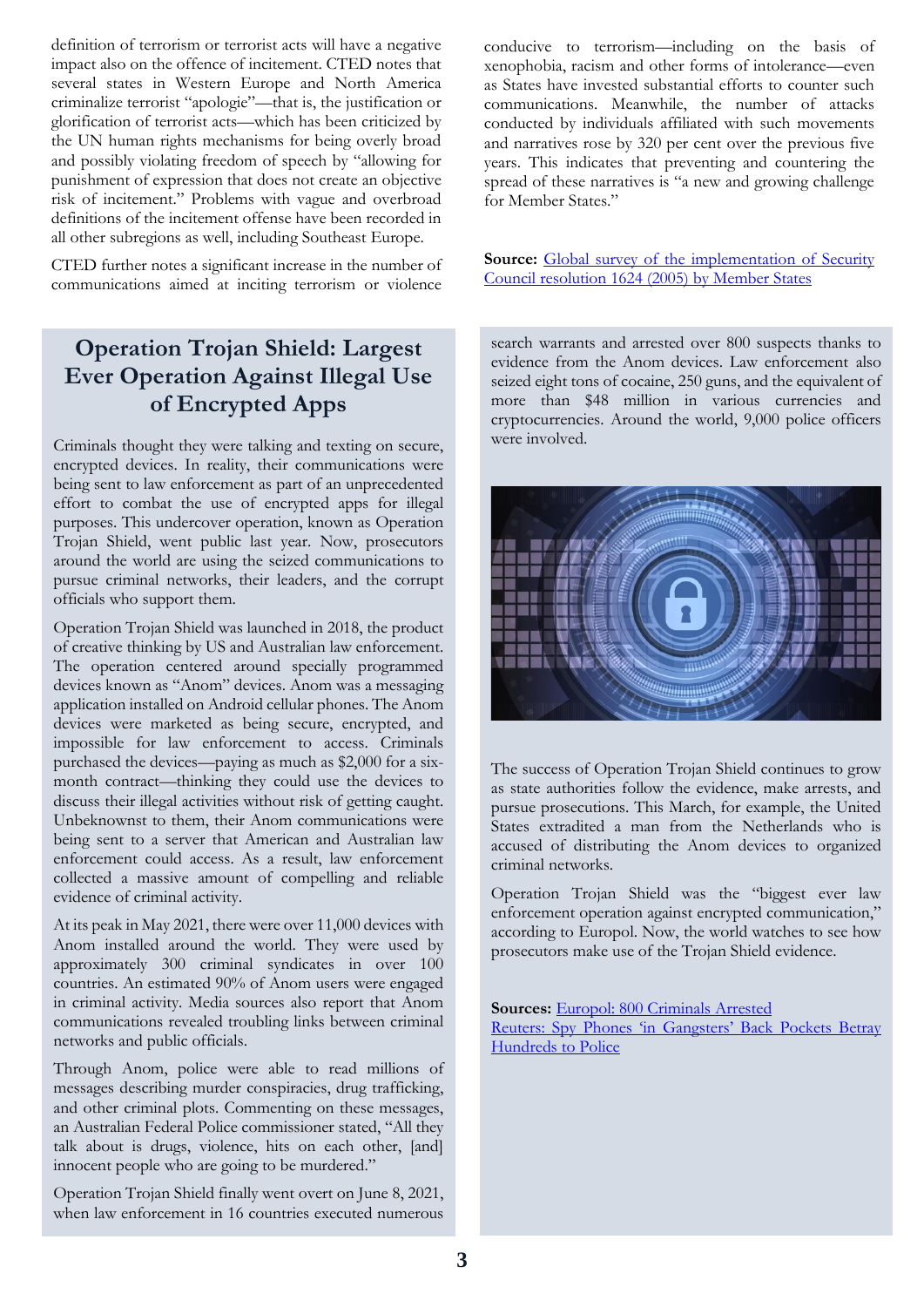definition of terrorism or terrorist acts will have a negative impact also on the offence of incitement. CTED notes that several states in Western Europe and North America criminalize terrorist "apologie"—that is, the justification or glorification of terrorist acts—which has been criticized by the UN human rights mechanisms for being overly broad and possibly violating freedom of speech by "allowing for punishment of expression that does not create an objective risk of incitement." Problems with vague and overbroad definitions of the incitement offense have been recorded in all other subregions as well, including Southeast Europe.

CTED further notes a significant increase in the number of communications aimed at inciting terrorism or violence conducive to terrorism—including on the basis of xenophobia, racism and other forms of intolerance—even as States have invested substantial efforts to counter such communications. Meanwhile, the number of attacks conducted by individuals affiliated with such movements and narratives rose by 320 per cent over the previous five years. This indicates that preventing and countering the spread of these narratives is "a new and growing challenge for Member States."

**Source:** Global survey of the implementation of Security Council resolution 1624 (2005) by Member States

## Operation Trojan Shield: Largest Ever Operation Against Illegal Use of Encrypted Apps

Criminals thought they were talking and texting on secure, encrypted devices. In reality, their communications were being sent to law enforcement as part of an unprecedented effort to combat the use of encrypted apps for illegal purposes. This undercover operation, known as Operation Trojan Shield, went public last year. Now, prosecutors around the world are using the seized communications to pursue criminal networks, their leaders, and the corrupt officials who support them.

Operation Trojan Shield was launched in 2018, the product of creative thinking by US and Australian law enforcement. The operation centered around specially programmed devices known as "Anom" devices. Anom was a messaging application installed on Android cellular phones. The Anom devices were marketed as being secure, encrypted, and impossible for law enforcement to access. Criminals purchased the devices—paying as much as $2,000 for a six-month contract—thinking they could use the devices to discuss their illegal activities without risk of getting caught. Unbeknownst to them, their Anom communications were being sent to a server that American and Australian law enforcement could access. As a result, law enforcement collected a massive amount of compelling and reliable evidence of criminal activity.

At its peak in May 2021, there were over 11,000 devices with Anom installed around the world. They were used by approximately 300 criminal syndicates in over 100 countries. An estimated 90% of Anom users were engaged in criminal activity. Media sources also report that Anom communications revealed troubling links between criminal networks and public officials.

Through Anom, police were able to read millions of messages describing murder conspiracies, drug trafficking, and other criminal plots. Commenting on these messages, an Australian Federal Police commissioner stated, "All they talk about is drugs, violence, hits on each other, [and] innocent people who are going to be murdered."

Operation Trojan Shield finally went overt on June 8, 2021, when law enforcement in 16 countries executed numerous search warrants and arrested over 800 suspects thanks to evidence from the Anom devices. Law enforcement also seized eight tons of cocaine, 250 guns, and the equivalent of more than $48 million in various currencies and cryptocurrencies. Around the world, 9,000 police officers were involved.

The success of Operation Trojan Shield continues to grow as state authorities follow the evidence, make arrests, and pursue prosecutions. This March, for example, the United States extradited a man from the Netherlands who is accused of distributing the Anom devices to organized criminal networks.

Operation Trojan Shield was the "biggest ever law enforcement operation against encrypted communication," according to Europol. Now, the world watches to see how prosecutors make use of the Trojan Shield evidence.

**Sources:** Europol: 800 Criminals Arrested
Reuters: Spy Phones 'in Gangsters' Back Pockets Betray Hundreds to Police